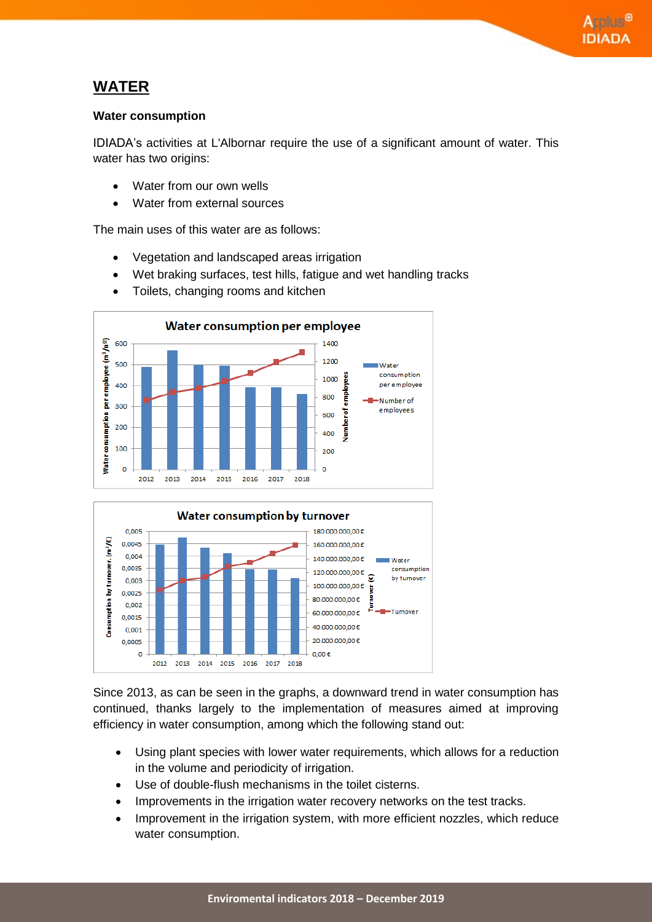# WATER

### Water consumption

IDIADA's activities at L'Albornar require the use of a significant amount of water. This water has two origins:

- Water from our own wells
- Water from external sources

The main uses of this water are as follows:

- Vegetation and landscaped areas irrigation
- Wet braking surfaces, test hills, fatigue and wet handling tracks
- Toilets, changing rooms and kitchen

Since 2013, as can be seen in the graphs, a downward trend in water consumption has continued, thanks largely to the implementation of measures aimed at improving efficiency in water consumption, among which the following stand out:

- Using plant species with lower water requirements, which allows for a reduction in the volume and periodicity of irrigation.
- Use of double-flush mechanisms in the toilet cisterns.
- Improvements in the irrigation water recovery networks on the test tracks.
- Improvement in the irrigation system, with more efficient nozzles, which reduce water consumption.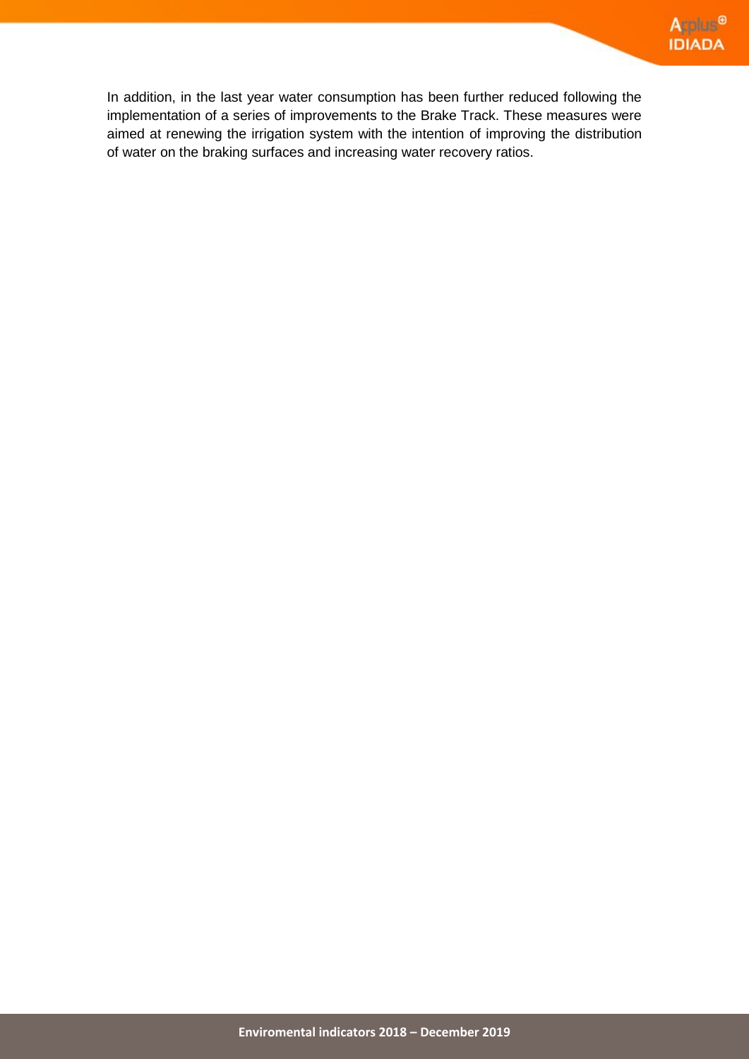In addition, in the last year water consumption has been further reduced following the implementation of a series of improvements to the Brake Track. These measures were aimed at renewing the irrigation system with the intention of improving the distribution of water on the braking surfaces and increasing water recovery ratios.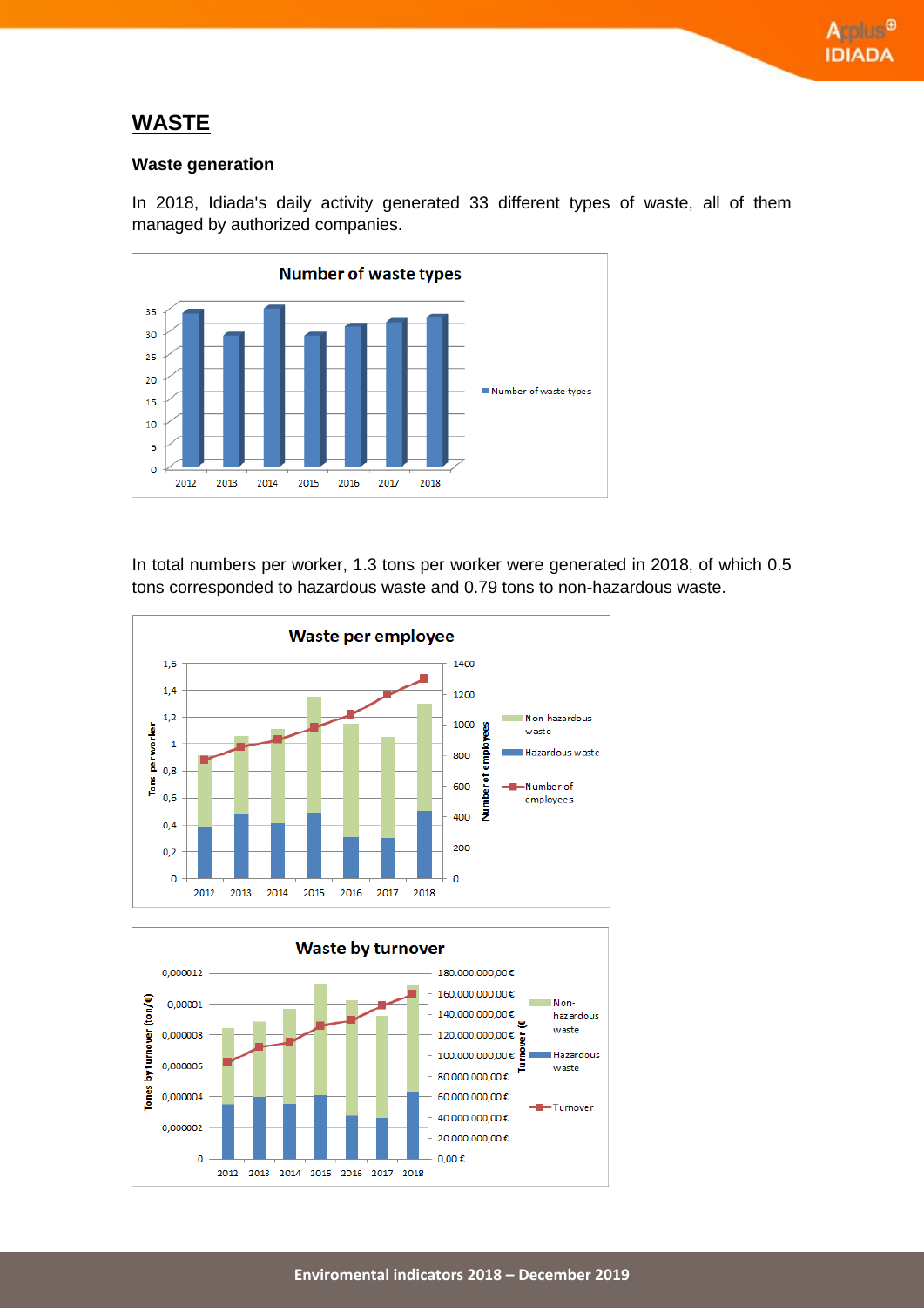# WASTE

### Waste generation

In 2018, Idiada's daily activity generated 33 different types of waste, all of them managed by authorized companies.

In total numbers per worker, 1.3 tons per worker were generated in 2018, of which 0.5 tons corresponded to hazardous waste and 0.79 tons to non-hazardous waste.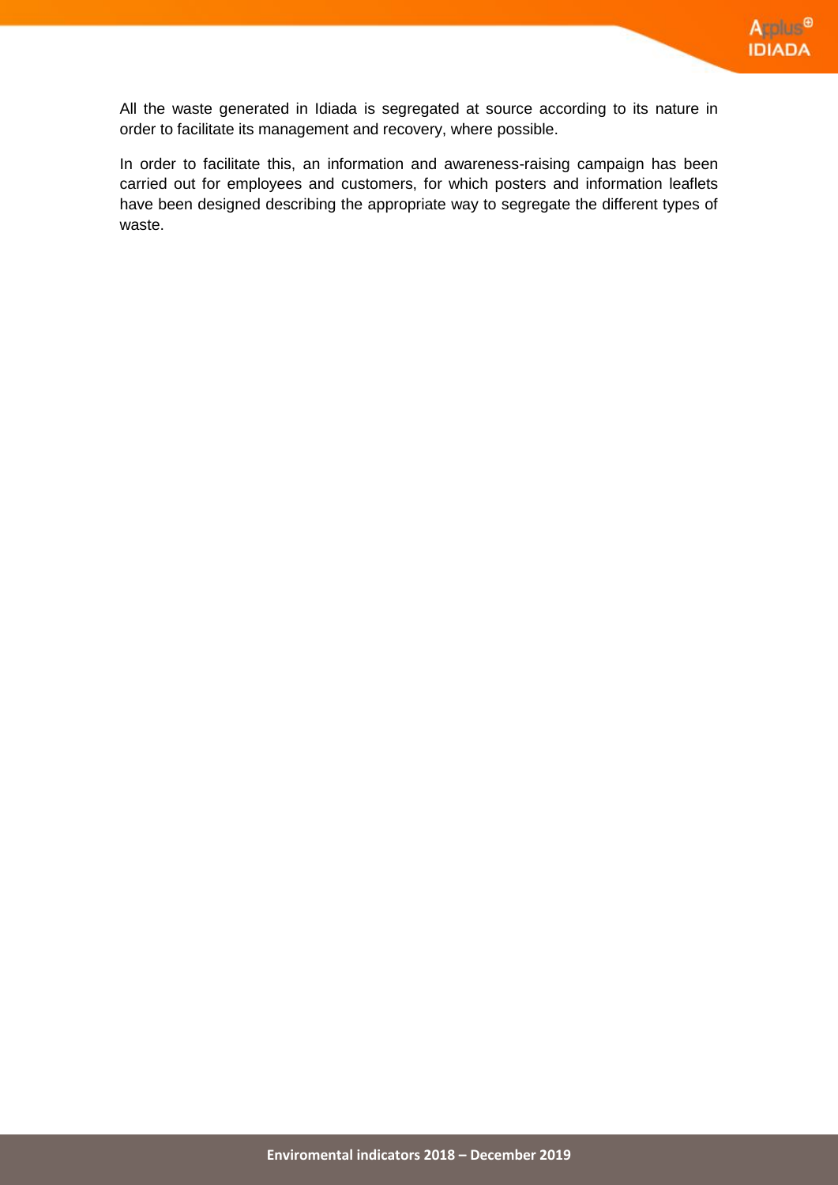All the waste generated in Idiada is segregated at source according to its nature in order to facilitate its management and recovery, where possible.

In order to facilitate this, an information and awareness-raising campaign has been carried out for employees and customers, for which posters and information leaflets have been designed describing the appropriate way to segregate the different types of waste.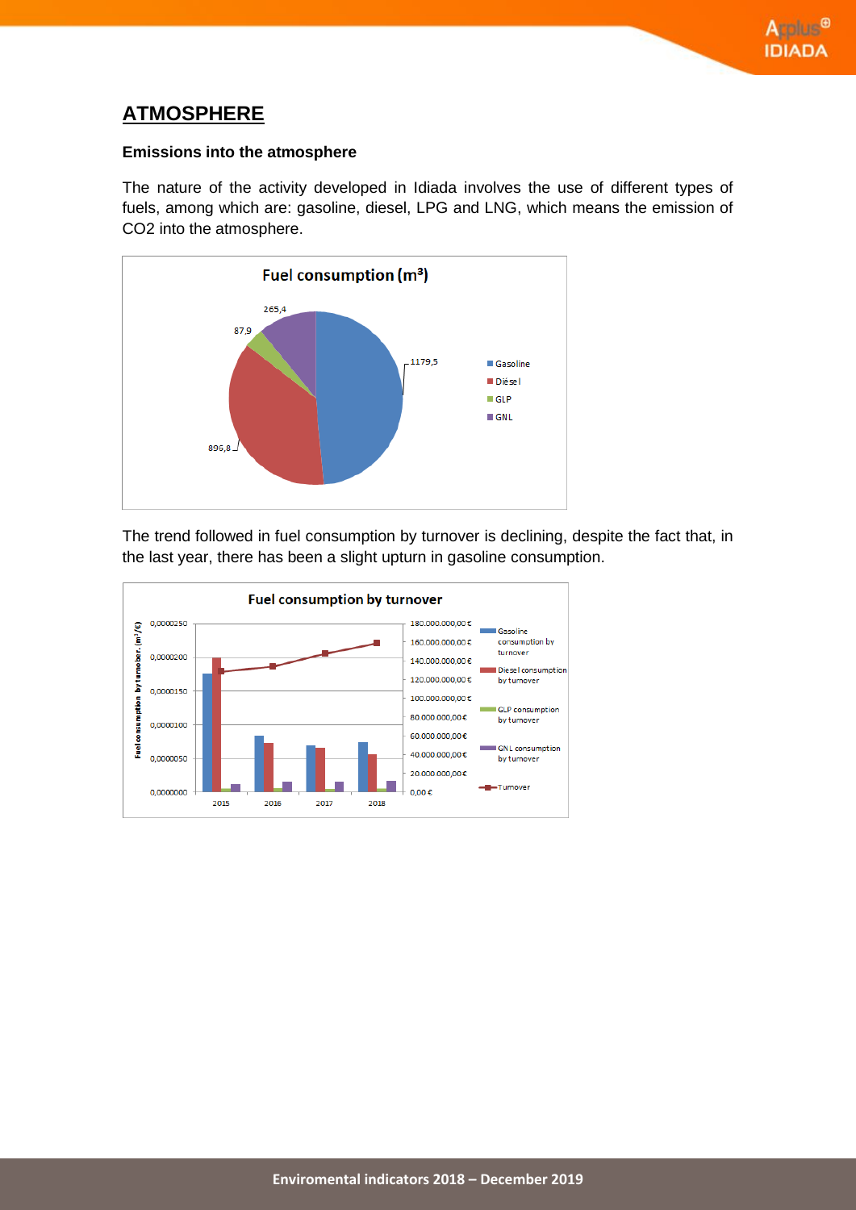## ATMOSPHERE

### Emissions into the atmosphere

The nature of the activity developed in Idiada involves the use of different types of fuels, among which are: gasoline, diesel, LPG and LNG, which means the emission of CO2 into the atmosphere.

The trend followed in fuel consumption by turnover is declining, despite the fact that, in the last year, there has been a slight upturn in gasoline consumption.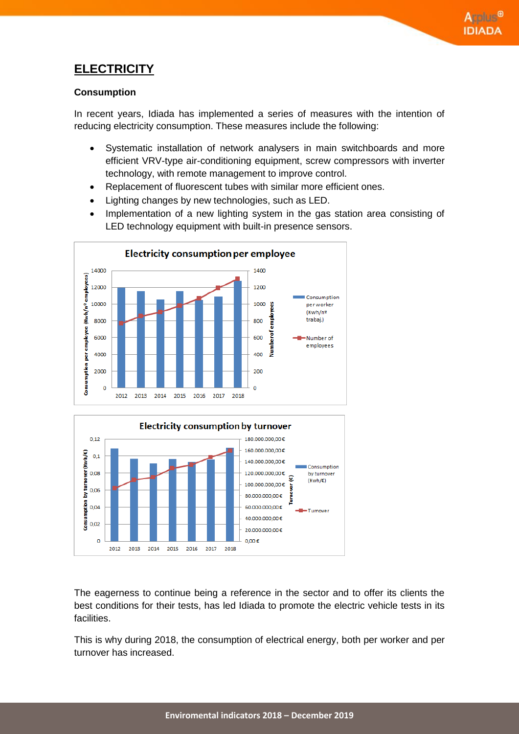# ELECTRICITY

### Consumption

In recent years, Idiada has implemented a series of measures with the intention of reducing electricity consumption. These measures include the following:

- Systematic installation of network analysers in main switchboards and more efficient VRV-type air-conditioning equipment, screw compressors with inverter technology, with remote management to improve control.
- Replacement of fluorescent tubes with similar more efficient ones.
- Lighting changes by new technologies, such as LED.
- Implementation of a new lighting system in the gas station area consisting of LED technology equipment with built-in presence sensors.

**Electricity consumption per employee**

**Electricity consumption by turnover**

The eagerness to continue being a reference in the sector and to offer its clients the best conditions for their tests, has led Idiada to promote the electric vehicle tests in its facilities.

This is why during 2018, the consumption of electrical energy, both per worker and per turnover has increased.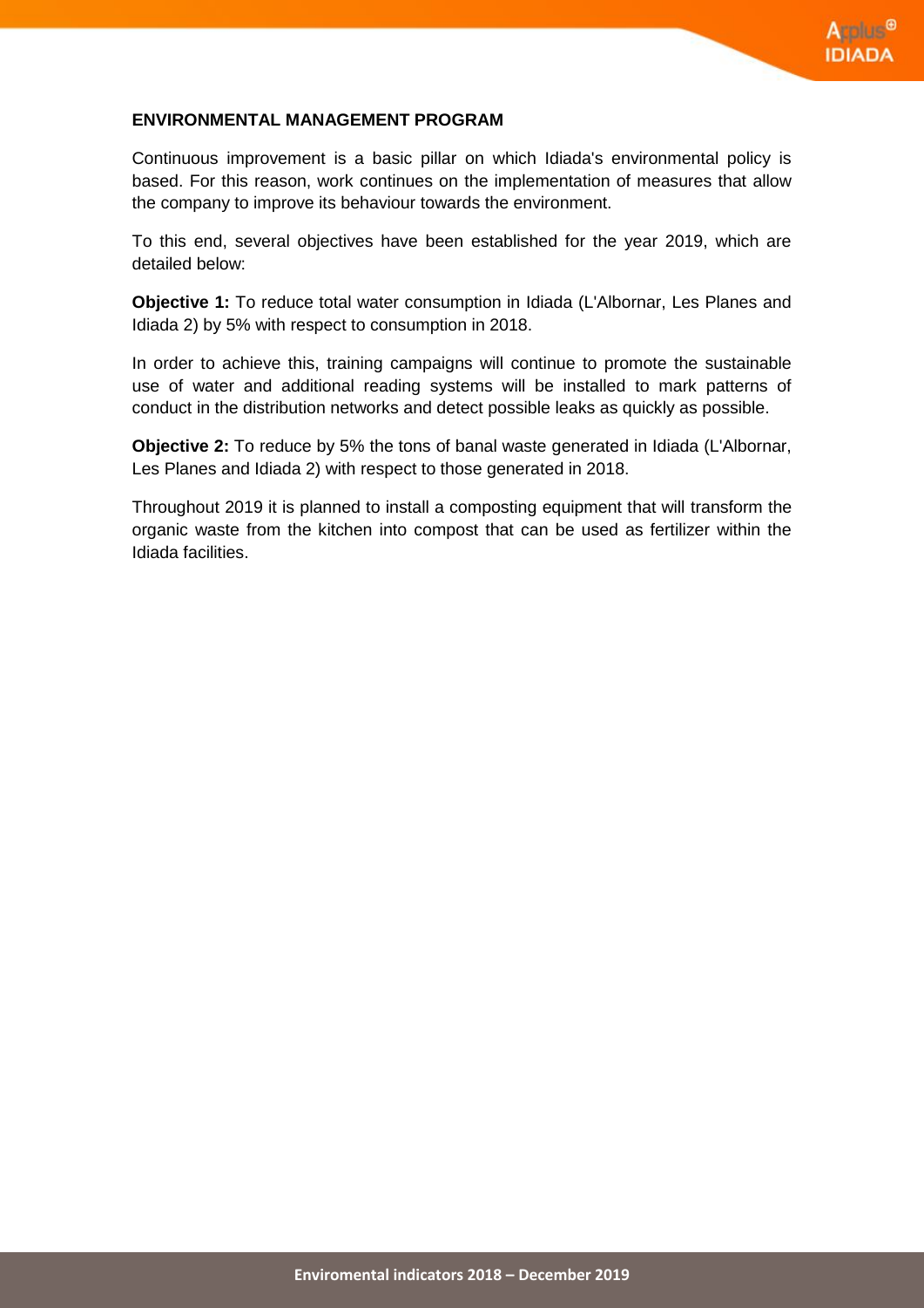## ENVIRONMENTAL MANAGEMENT PROGRAM

Continuous improvement is a basic pillar on which Idiada's environmental policy is based. For this reason, work continues on the implementation of measures that allow the company to improve its behaviour towards the environment.

To this end, several objectives have been established for the year 2019, which are detailed below:

**Objective 1:** To reduce total water consumption in Idiada (L'Albornar, Les Planes and Idiada 2) by 5% with respect to consumption in 2018.

In order to achieve this, training campaigns will continue to promote the sustainable use of water and additional reading systems will be installed to mark patterns of conduct in the distribution networks and detect possible leaks as quickly as possible.

**Objective 2:** To reduce by 5% the tons of banal waste generated in Idiada (L'Albornar, Les Planes and Idiada 2) with respect to those generated in 2018.

Throughout 2019 it is planned to install a composting equipment that will transform the organic waste from the kitchen into compost that can be used as fertilizer within the Idiada facilities.